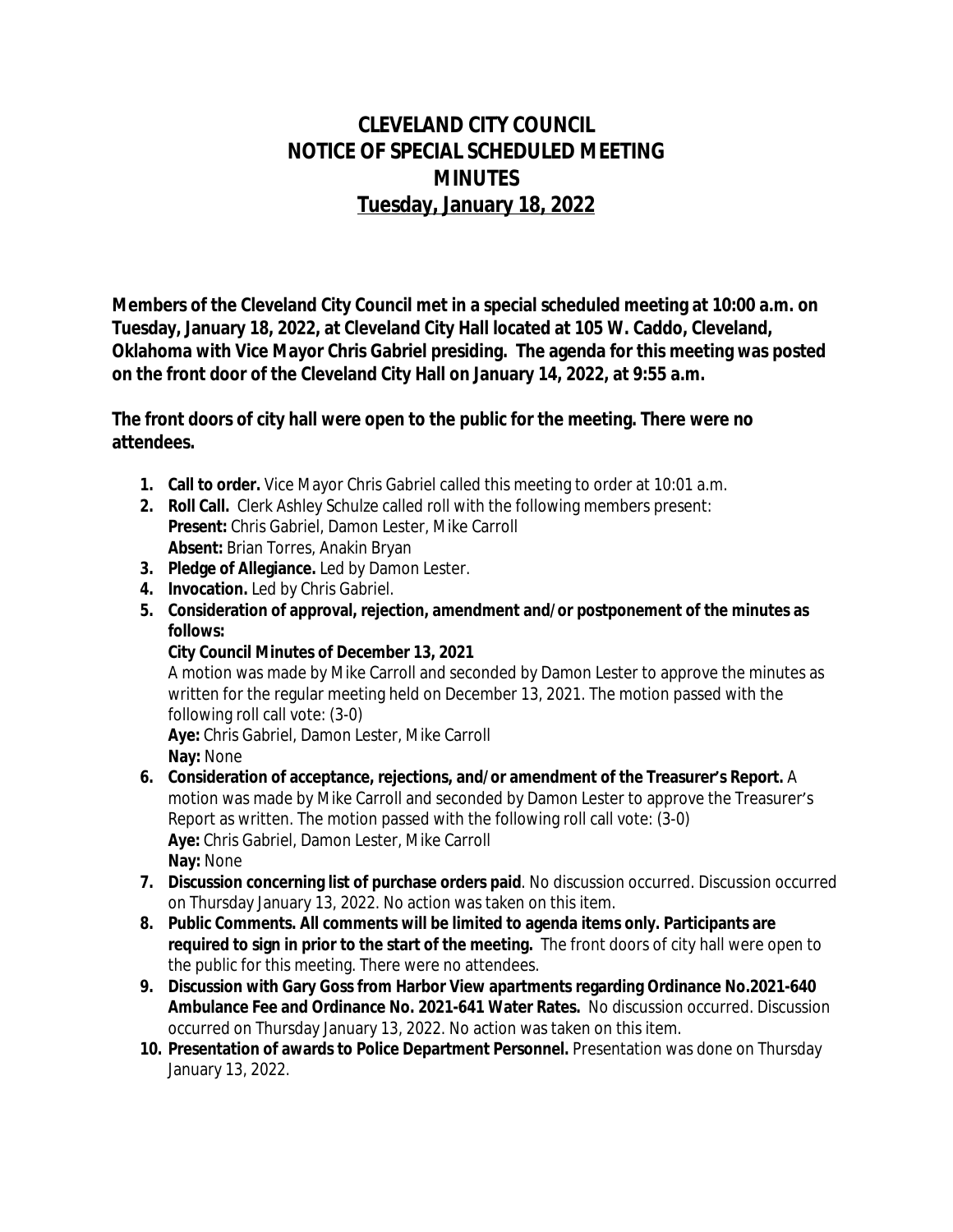# CLEVELAND CITY COUNCIL
# NOTICE OF SPECIAL SCHEDULED MEETING
# MINUTES
# Tuesday, January 18, 2022

**Members of the Cleveland City Council met in a special scheduled meeting at 10:00 a.m. on Tuesday, January 18, 2022, at Cleveland City Hall located at 105 W. Caddo, Cleveland, Oklahoma with Vice Mayor Chris Gabriel presiding. The agenda for this meeting was posted on the front door of the Cleveland City Hall on January 14, 2022, at 9:55 a.m.**

**The front doors of city hall were open to the public for the meeting. There were no attendees.**

1. **Call to order.** Vice Mayor Chris Gabriel called this meeting to order at 10:01 a.m.
2. **Roll Call.** Clerk Ashley Schulze called roll with the following members present:
   **Present:** Chris Gabriel, Damon Lester, Mike Carroll
   **Absent:** Brian Torres, Anakin Bryan
3. **Pledge of Allegiance.** Led by Damon Lester.
4. **Invocation.** Led by Chris Gabriel.
5. **Consideration of approval, rejection, amendment and/or postponement of the minutes as follows:**
   **City Council Minutes of December 13, 2021**
   A motion was made by Mike Carroll and seconded by Damon Lester to approve the minutes as written for the regular meeting held on December 13, 2021. The motion passed with the following roll call vote: (3-0)
   **Aye:** Chris Gabriel, Damon Lester, Mike Carroll
   **Nay:** None
6. **Consideration of acceptance, rejections, and/or amendment of the Treasurer's Report.** A motion was made by Mike Carroll and seconded by Damon Lester to approve the Treasurer's Report as written. The motion passed with the following roll call vote: (3-0)
   **Aye:** Chris Gabriel, Damon Lester, Mike Carroll
   **Nay:** None
7. **Discussion concerning list of purchase orders paid**. No discussion occurred. Discussion occurred on Thursday January 13, 2022. No action was taken on this item.
8. **Public Comments. All comments will be limited to agenda items only. Participants are required to sign in prior to the start of the meeting.** The front doors of city hall were open to the public for this meeting. There were no attendees.
9. **Discussion with Gary Goss from Harbor View apartments regarding Ordinance No.2021-640 Ambulance Fee and Ordinance No. 2021-641 Water Rates.** No discussion occurred. Discussion occurred on Thursday January 13, 2022. No action was taken on this item.
10. **Presentation of awards to Police Department Personnel.** Presentation was done on Thursday January 13, 2022.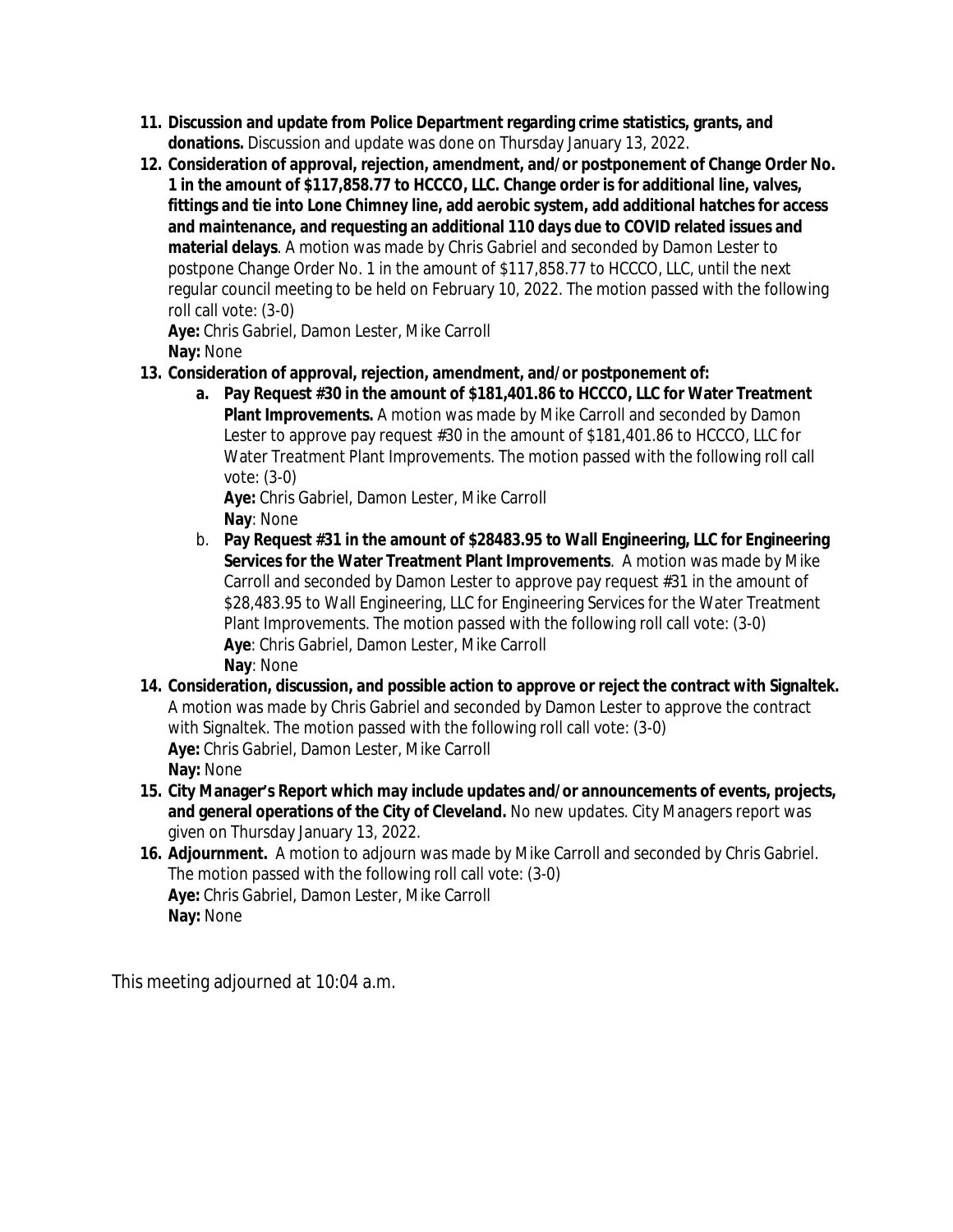11. **Discussion and update from Police Department regarding crime statistics, grants, and donations.** Discussion and update was done on Thursday January 13, 2022.
12. **Consideration of approval, rejection, amendment, and/or postponement of Change Order No. 1 in the amount of $117,858.77 to HCCCO, LLC. Change order is for additional line, valves, fittings and tie into Lone Chimney line, add aerobic system, add additional hatches for access and maintenance, and requesting an additional 110 days due to COVID related issues and material delays**. A motion was made by Chris Gabriel and seconded by Damon Lester to postpone Change Order No. 1 in the amount of $117,858.77 to HCCCO, LLC, until the next regular council meeting to be held on February 10, 2022. The motion passed with the following roll call vote: (3-0)
    **Aye:** Chris Gabriel, Damon Lester, Mike Carroll
    **Nay:** None
13. **Consideration of approval, rejection, amendment, and/or postponement of:**
    a. **Pay Request #30 in the amount of $181,401.86 to HCCCO, LLC for Water Treatment Plant Improvements.** A motion was made by Mike Carroll and seconded by Damon Lester to approve pay request #30 in the amount of $181,401.86 to HCCCO, LLC for Water Treatment Plant Improvements. The motion passed with the following roll call vote: (3-0)
       **Aye:** Chris Gabriel, Damon Lester, Mike Carroll
       **Nay**: None
    b. **Pay Request #31 in the amount of $28483.95 to Wall Engineering, LLC for Engineering Services for the Water Treatment Plant Improvements**. A motion was made by Mike Carroll and seconded by Damon Lester to approve pay request #31 in the amount of $28,483.95 to Wall Engineering, LLC for Engineering Services for the Water Treatment Plant Improvements. The motion passed with the following roll call vote: (3-0)
       **Aye**: Chris Gabriel, Damon Lester, Mike Carroll
       **Nay**: None
14. **Consideration, discussion, and possible action to approve or reject the contract with Signaltek.** A motion was made by Chris Gabriel and seconded by Damon Lester to approve the contract with Signaltek. The motion passed with the following roll call vote: (3-0)
    **Aye:** Chris Gabriel, Damon Lester, Mike Carroll
    **Nay:** None
15. **City Manager's Report which may include updates and/or announcements of events, projects, and general operations of the City of Cleveland.** No new updates. City Managers report was given on Thursday January 13, 2022.
16. **Adjournment.** A motion to adjourn was made by Mike Carroll and seconded by Chris Gabriel. The motion passed with the following roll call vote: (3-0)
    **Aye:** Chris Gabriel, Damon Lester, Mike Carroll
    **Nay:** None

This meeting adjourned at 10:04 a.m.